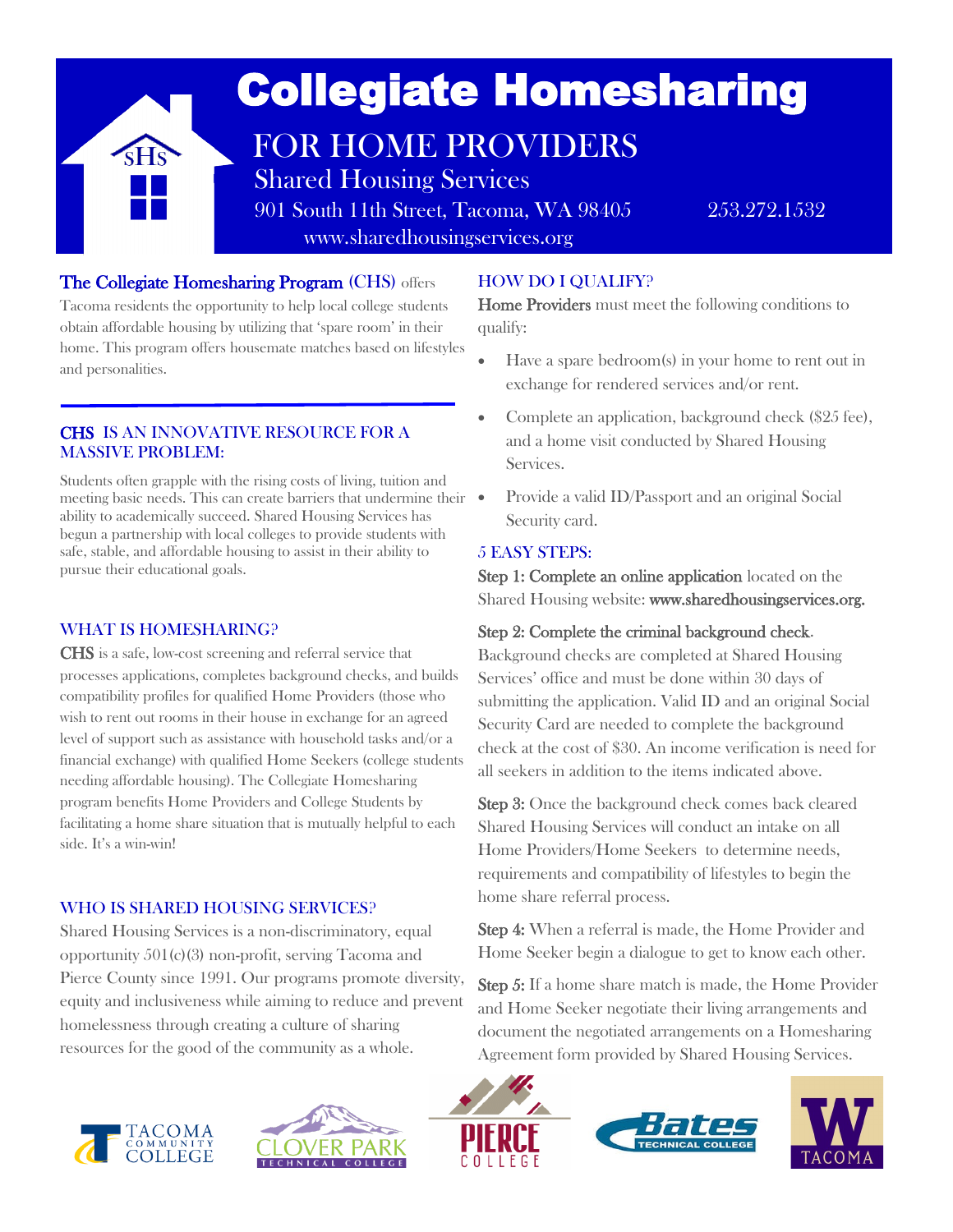# Collegiate Homesharing

## FOR HOME PROVIDERS

Shared Housing Services

901 South 11th Street, Tacoma, WA 98405 253.272.1532

www.sharedhousingservices.org

**The Collegiate Homesharing Program (CHS)** offers Tacoma residents the opportunity to help local college students obtain affordable housing by utilizing that 'spare room' in their home. This program offers housemate matches based on lifestyles and personalities.

### CHS IS AN INNOVATIVE RESOURCE FOR A MASSIVE PROBLEM:

Students often grapple with the rising costs of living, tuition and meeting basic needs. This can create barriers that undermine their ability to academically succeed. Shared Housing Services has begun a partnership with local colleges to provide students with safe, stable, and affordable housing to assist in their ability to pursue their educational goals.

### WHAT IS HOMESHARING?

**CHS** is a safe, low-cost screening and referral service that processes applications, completes background checks, and builds compatibility profiles for qualified Home Providers (those who wish to rent out rooms in their house in exchange for an agreed level of support such as assistance with household tasks and/or a financial exchange) with qualified Home Seekers (college students needing affordable housing). The Collegiate Homesharing program benefits Home Providers and College Students by facilitating a home share situation that is mutually helpful to each side. It's a win-win!

### WHO IS SHARED HOUSING SERVICES?

Shared Housing Services is a non-discriminatory, equal opportunity 501(c)(3) non-profit, serving Tacoma and Pierce County since 1991. Our programs promote diversity, equity and inclusiveness while aiming to reduce and prevent homelessness through creating a culture of sharing resources for the good of the community as a whole.

### HOW DO I QUALIFY?

**Home Providers** must meet the following conditions to qualify:

- Have a spare bedroom(s) in your home to rent out in exchange for rendered services and/or rent.
- Complete an application, background check ($25 fee), and a home visit conducted by Shared Housing Services.
- Provide a valid ID/Passport and an original Social Security card.

### 5 EASY STEPS:

**Step 1: Complete an online application** located on the Shared Housing website: **www.sharedhousingservices.org.**

**Step 2: Complete the criminal background check.** Background checks are completed at Shared Housing Services' office and must be done within 30 days of submitting the application. Valid ID and an original Social Security Card are needed to complete the background check at the cost of $30. An income verification is need for all seekers in addition to the items indicated above.

**Step 3:** Once the background check comes back cleared Shared Housing Services will conduct an intake on all Home Providers/Home Seekers to determine needs, requirements and compatibility of lifestyles to begin the home share referral process.

**Step 4:** When a referral is made, the Home Provider and Home Seeker begin a dialogue to get to know each other.

**Step 5:** If a home share match is made, the Home Provider and Home Seeker negotiate their living arrangements and document the negotiated arrangements on a Homesharing Agreement form provided by Shared Housing Services.

TACOMA COMMUNITY COLLEGE · CLOVER PARK TECHNICAL COLLEGE · PIERCE COLLEGE · Bates TECHNICAL COLLEGE · W TACOMA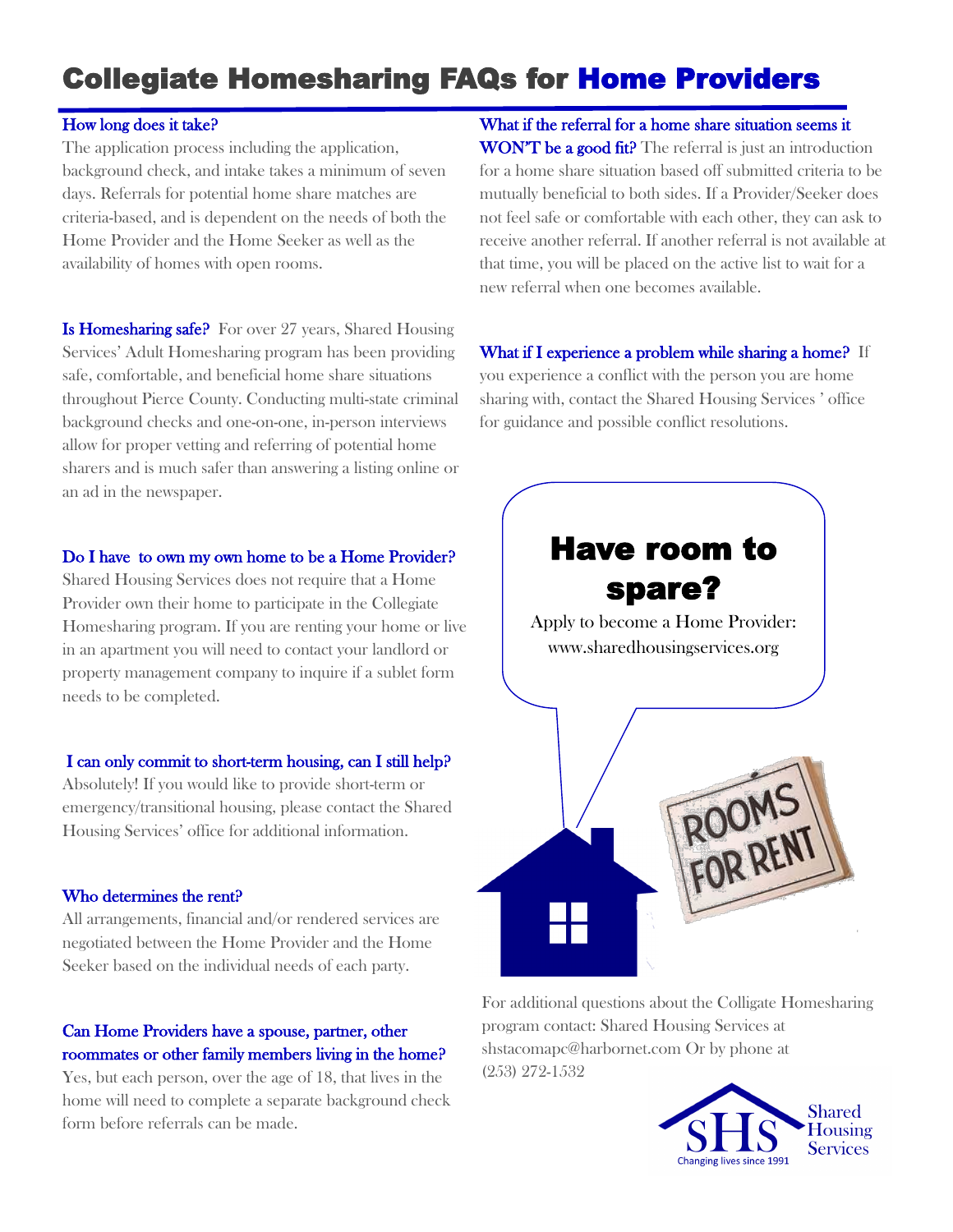# Collegiate Homesharing FAQs for Home Providers

**How long does it take?**
The application process including the application, background check, and intake takes a minimum of seven days. Referrals for potential home share matches are criteria-based, and is dependent on the needs of both the Home Provider and the Home Seeker as well as the availability of homes with open rooms.

**Is Homesharing safe?** For over 27 years, Shared Housing Services' Adult Homesharing program has been providing safe, comfortable, and beneficial home share situations throughout Pierce County. Conducting multi-state criminal background checks and one-on-one, in-person interviews allow for proper vetting and referring of potential home sharers and is much safer than answering a listing online or an ad in the newspaper.

**Do I have to own my own home to be a Home Provider?**
Shared Housing Services does not require that a Home Provider own their home to participate in the Collegiate Homesharing program. If you are renting your home or live in an apartment you will need to contact your landlord or property management company to inquire if a sublet form needs to be completed.

**I can only commit to short-term housing, can I still help?**
Absolutely! If you would like to provide short-term or emergency/transitional housing, please contact the Shared Housing Services' office for additional information.

**Who determines the rent?**
All arrangements, financial and/or rendered services are negotiated between the Home Provider and the Home Seeker based on the individual needs of each party.

**Can Home Providers have a spouse, partner, other roommates or other family members living in the home?**
Yes, but each person, over the age of 18, that lives in the home will need to complete a separate background check form before referrals can be made.

**What if the referral for a home share situation seems it WON'T be a good fit?** The referral is just an introduction for a home share situation based off submitted criteria to be mutually beneficial to both sides. If a Provider/Seeker does not feel safe or comfortable with each other, they can ask to receive another referral. If another referral is not available at that time, you will be placed on the active list to wait for a new referral when one becomes available.

**What if I experience a problem while sharing a home?** If you experience a conflict with the person you are home sharing with, contact the Shared Housing Services ' office for guidance and possible conflict resolutions.

## Have room to spare?

Apply to become a Home Provider:
www.sharedhousingservices.org

ROOMS FOR RENT

For additional questions about the Colligate Homesharing program contact: Shared Housing Services at shstacomapc@harbornet.com Or by phone at (253) 272-1532

SHS Shared Housing Services
Changing lives since 1991